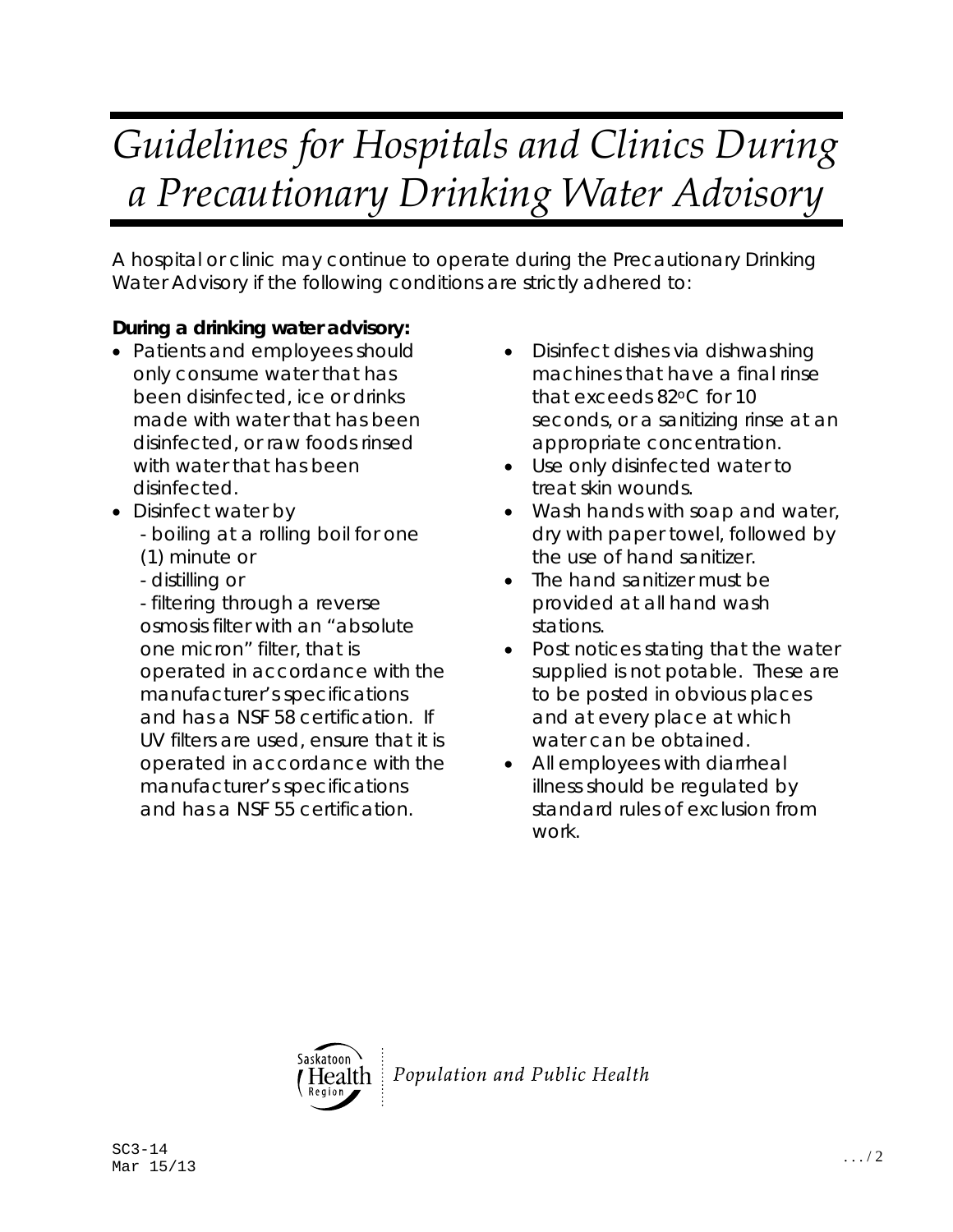# *Guidelines for Hospitals and Clinics During a Precautionary Drinking Water Advisory*

A hospital or clinic may continue to operate during the Precautionary Drinking Water Advisory if the following conditions are strictly adhered to:

**During a drinking water advisory:**

- Patients and employees should only consume water that has been disinfected, ice or drinks made with water that has been disinfected, or raw foods rinsed with water that has been disinfected.
- Disinfect water by
  - boiling at a rolling boil for one (1) minute or
  - distilling or
  - filtering through a reverse osmosis filter with an "absolute one micron" filter, that is operated in accordance with the manufacturer's specifications and has a NSF 58 certification. If UV filters are used, ensure that it is operated in accordance with the manufacturer's specifications and has a NSF 55 certification.
- Disinfect dishes via dishwashing machines that have a final rinse that exceeds 82°C for 10 seconds, or a sanitizing rinse at an appropriate concentration.
- Use only disinfected water to treat skin wounds.
- Wash hands with soap and water, dry with paper towel, followed by the use of hand sanitizer.
- The hand sanitizer must be provided at all hand wash stations.
- Post notices stating that the water supplied is not potable. These are to be posted in obvious places and at every place at which water can be obtained.
- All employees with diarrheal illness should be regulated by standard rules of exclusion from work.

Saskatoon Health Region | *Population and Public Health*

SC3-14
Mar 15/13

.../2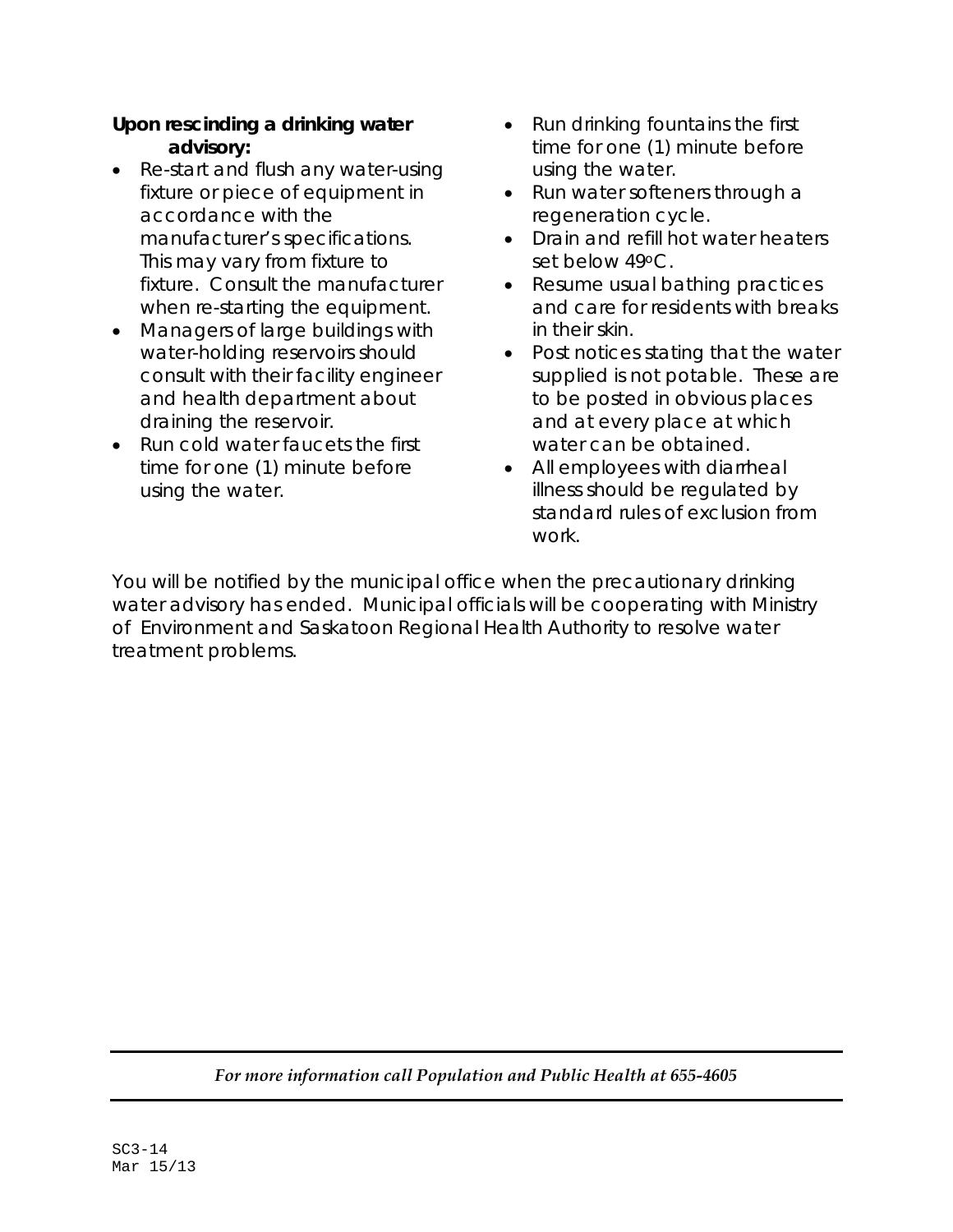**Upon rescinding a drinking water advisory:**

- Re-start and flush any water-using fixture or piece of equipment in accordance with the manufacturer's specifications. This may vary from fixture to fixture. Consult the manufacturer when re-starting the equipment.
- Managers of large buildings with water-holding reservoirs should consult with their facility engineer and health department about draining the reservoir.
- Run cold water faucets the first time for one (1) minute before using the water.
- Run drinking fountains the first time for one (1) minute before using the water.
- Run water softeners through a regeneration cycle.
- Drain and refill hot water heaters set below 49°C.
- Resume usual bathing practices and care for residents with breaks in their skin.
- Post notices stating that the water supplied is not potable. These are to be posted in obvious places and at every place at which water can be obtained.
- All employees with diarrheal illness should be regulated by standard rules of exclusion from work.

You will be notified by the municipal office when the precautionary drinking water advisory has ended. Municipal officials will be cooperating with Ministry of Environment and Saskatoon Regional Health Authority to resolve water treatment problems.

*For more information call Population and Public Health at 655-4605*

SC3-14
Mar 15/13